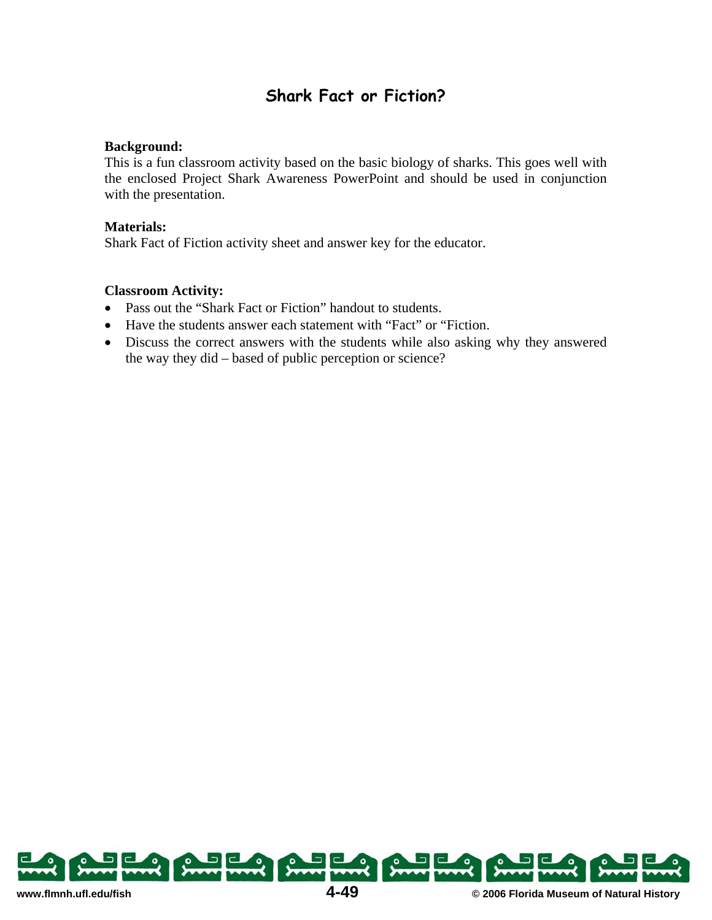# Shark Fact or Fiction?

**Background:**
This is a fun classroom activity based on the basic biology of sharks. This goes well with the enclosed Project Shark Awareness PowerPoint and should be used in conjunction with the presentation.

**Materials:**
Shark Fact of Fiction activity sheet and answer key for the educator.

**Classroom Activity:**

- Pass out the "Shark Fact or Fiction" handout to students.
- Have the students answer each statement with "Fact" or "Fiction.
- Discuss the correct answers with the students while also asking why they answered the way they did – based of public perception or science?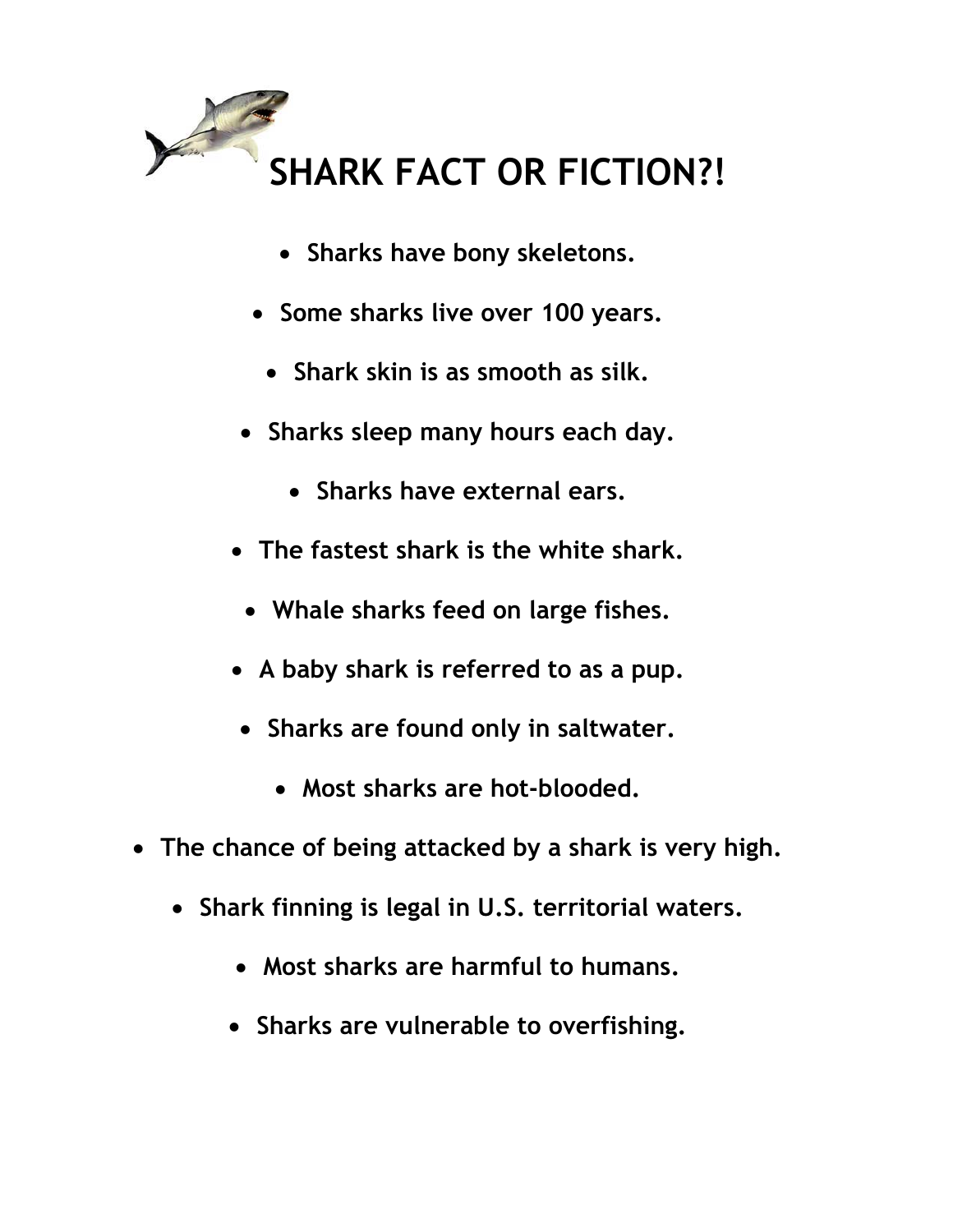# SHARK FACT OR FICTION?!

- **Sharks have bony skeletons.**
- **Some sharks live over 100 years.**
- **Shark skin is as smooth as silk.**
- **Sharks sleep many hours each day.**
- **Sharks have external ears.**
- **The fastest shark is the white shark.**
- **Whale sharks feed on large fishes.**
- **A baby shark is referred to as a pup.**
- **Sharks are found only in saltwater.**
- **Most sharks are hot-blooded.**
- **The chance of being attacked by a shark is very high.**
- **Shark finning is legal in U.S. territorial waters.**
- **Most sharks are harmful to humans.**
- **Sharks are vulnerable to overfishing.**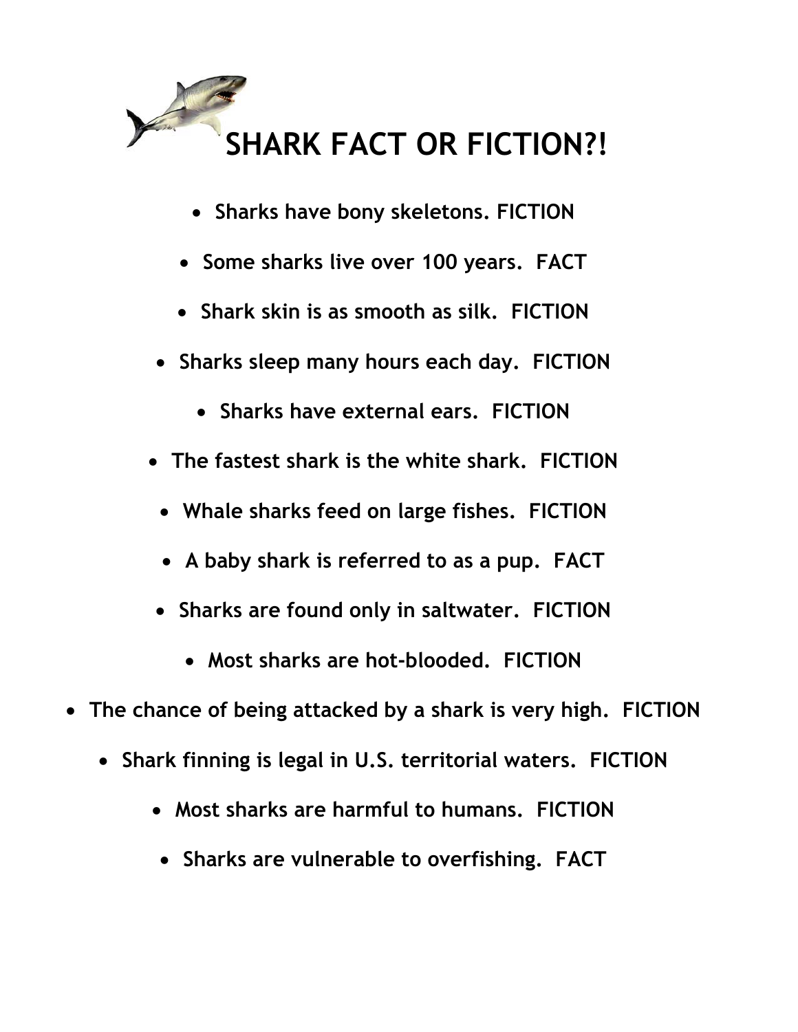# SHARK FACT OR FICTION?!

- **Sharks have bony skeletons. FICTION**
- **Some sharks live over 100 years. FACT**
- **Shark skin is as smooth as silk. FICTION**
- **Sharks sleep many hours each day. FICTION**
- **Sharks have external ears. FICTION**
- **The fastest shark is the white shark. FICTION**
- **Whale sharks feed on large fishes. FICTION**
- **A baby shark is referred to as a pup. FACT**
- **Sharks are found only in saltwater. FICTION**
- **Most sharks are hot-blooded. FICTION**
- **The chance of being attacked by a shark is very high. FICTION**
- **Shark finning is legal in U.S. territorial waters. FICTION**
- **Most sharks are harmful to humans. FICTION**
- **Sharks are vulnerable to overfishing. FACT**